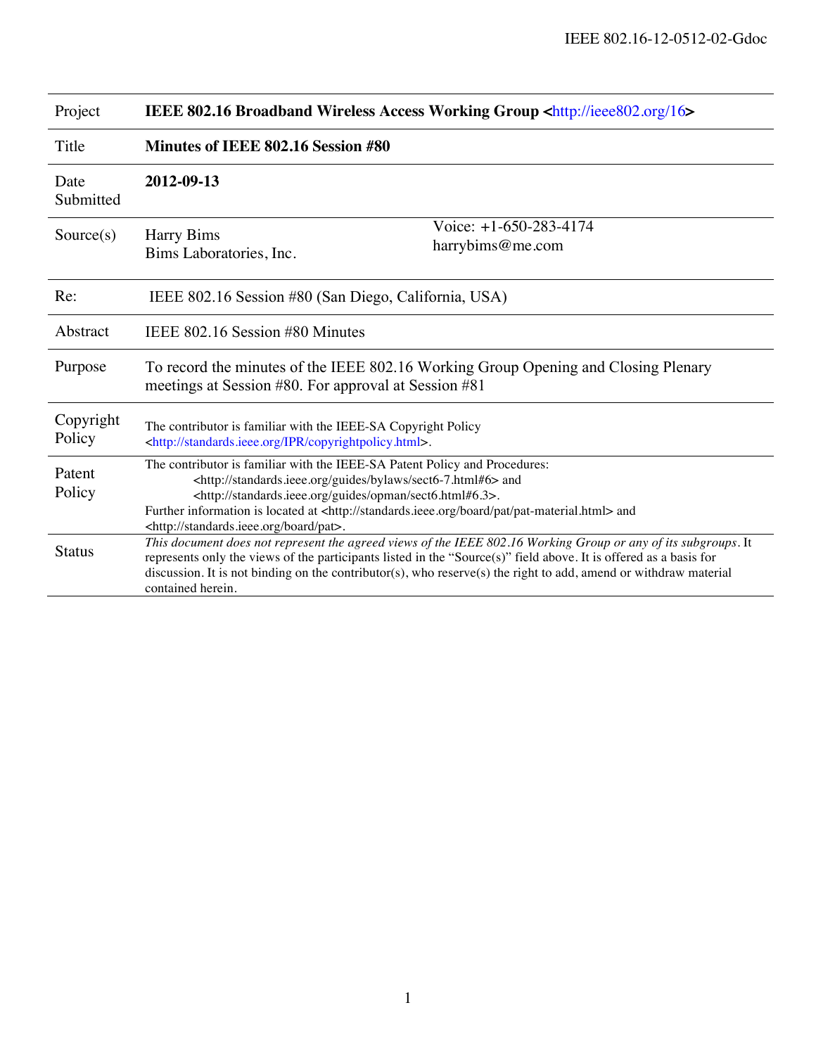| | |
|---|---|
| Project | **IEEE 802.16 Broadband Wireless Access Working Group <http://ieee802.org/16>** |
| Title | **Minutes of IEEE 802.16 Session #80** |
| Date Submitted | **2012-09-13** |
| Source(s) | Harry Bims<br>Bims Laboratories, Inc.<br>Voice: +1-650-283-4174<br>harrybims@me.com |
| Re: | IEEE 802.16 Session #80 (San Diego, California, USA) |
| Abstract | IEEE 802.16 Session #80 Minutes |
| Purpose | To record the minutes of the IEEE 802.16 Working Group Opening and Closing Plenary meetings at Session #80. For approval at Session #81 |
| Copyright Policy | The contributor is familiar with the IEEE-SA Copyright Policy <http://standards.ieee.org/IPR/copyrightpolicy.html>. |
| Patent Policy | The contributor is familiar with the IEEE-SA Patent Policy and Procedures:<br><http://standards.ieee.org/guides/bylaws/sect6-7.html#6> and<br><http://standards.ieee.org/guides/opman/sect6.html#6.3>.<br>Further information is located at <http://standards.ieee.org/board/pat/pat-material.html> and <http://standards.ieee.org/board/pat>. |
| Status | *This document does not represent the agreed views of the IEEE 802.16 Working Group or any of its subgroups*. It represents only the views of the participants listed in the "Source(s)" field above. It is offered as a basis for discussion. It is not binding on the contributor(s), who reserve(s) the right to add, amend or withdraw material contained herein. |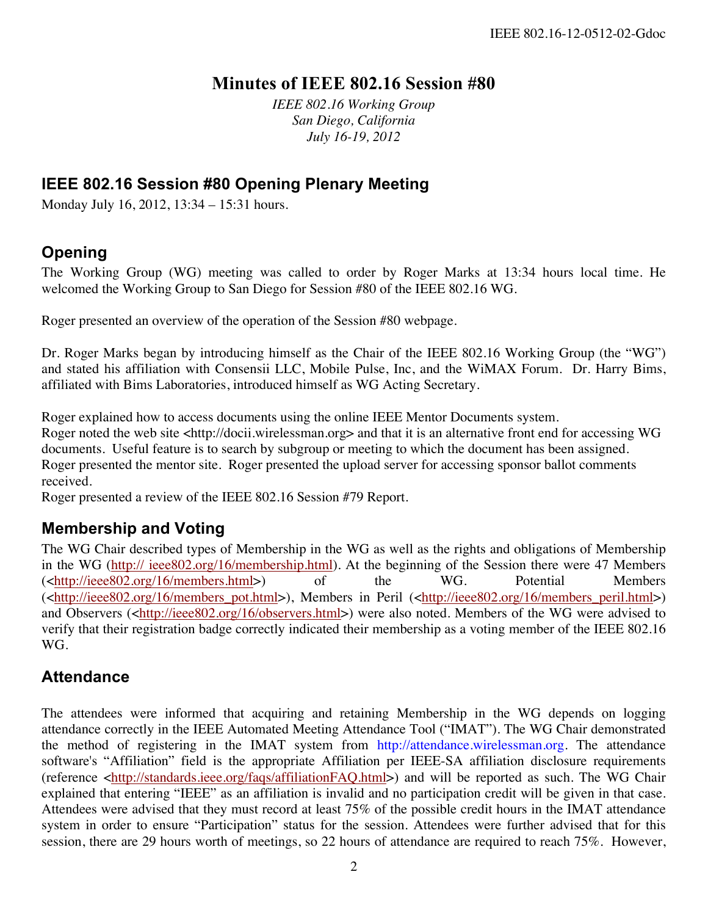# Minutes of IEEE 802.16 Session #80

*IEEE 802.16 Working Group*
*San Diego, California*
*July 16-19, 2012*

## IEEE 802.16 Session #80 Opening Plenary Meeting

Monday July 16, 2012, 13:34 – 15:31 hours.

## Opening

The Working Group (WG) meeting was called to order by Roger Marks at 13:34 hours local time. He welcomed the Working Group to San Diego for Session #80 of the IEEE 802.16 WG.

Roger presented an overview of the operation of the Session #80 webpage.

Dr. Roger Marks began by introducing himself as the Chair of the IEEE 802.16 Working Group (the "WG") and stated his affiliation with Consensii LLC, Mobile Pulse, Inc, and the WiMAX Forum. Dr. Harry Bims, affiliated with Bims Laboratories, introduced himself as WG Acting Secretary.

Roger explained how to access documents using the online IEEE Mentor Documents system.
Roger noted the web site <http://docii.wirelessman.org> and that it is an alternative front end for accessing WG documents. Useful feature is to search by subgroup or meeting to which the document has been assigned.
Roger presented the mentor site. Roger presented the upload server for accessing sponsor ballot comments received.
Roger presented a review of the IEEE 802.16 Session #79 Report.

## Membership and Voting

The WG Chair described types of Membership in the WG as well as the rights and obligations of Membership in the WG (http:// ieee802.org/16/membership.html). At the beginning of the Session there were 47 Members (<http://ieee802.org/16/members.html>) of the WG. Potential Members (<http://ieee802.org/16/members_pot.html>), Members in Peril (<http://ieee802.org/16/members_peril.html>) and Observers (<http://ieee802.org/16/observers.html>) were also noted. Members of the WG were advised to verify that their registration badge correctly indicated their membership as a voting member of the IEEE 802.16 WG.

## Attendance

The attendees were informed that acquiring and retaining Membership in the WG depends on logging attendance correctly in the IEEE Automated Meeting Attendance Tool ("IMAT"). The WG Chair demonstrated the method of registering in the IMAT system from http://attendance.wirelessman.org. The attendance software's "Affiliation" field is the appropriate Affiliation per IEEE-SA affiliation disclosure requirements (reference <http://standards.ieee.org/faqs/affiliationFAQ.html>) and will be reported as such. The WG Chair explained that entering "IEEE" as an affiliation is invalid and no participation credit will be given in that case. Attendees were advised that they must record at least 75% of the possible credit hours in the IMAT attendance system in order to ensure "Participation" status for the session. Attendees were further advised that for this session, there are 29 hours worth of meetings, so 22 hours of attendance are required to reach 75%. However,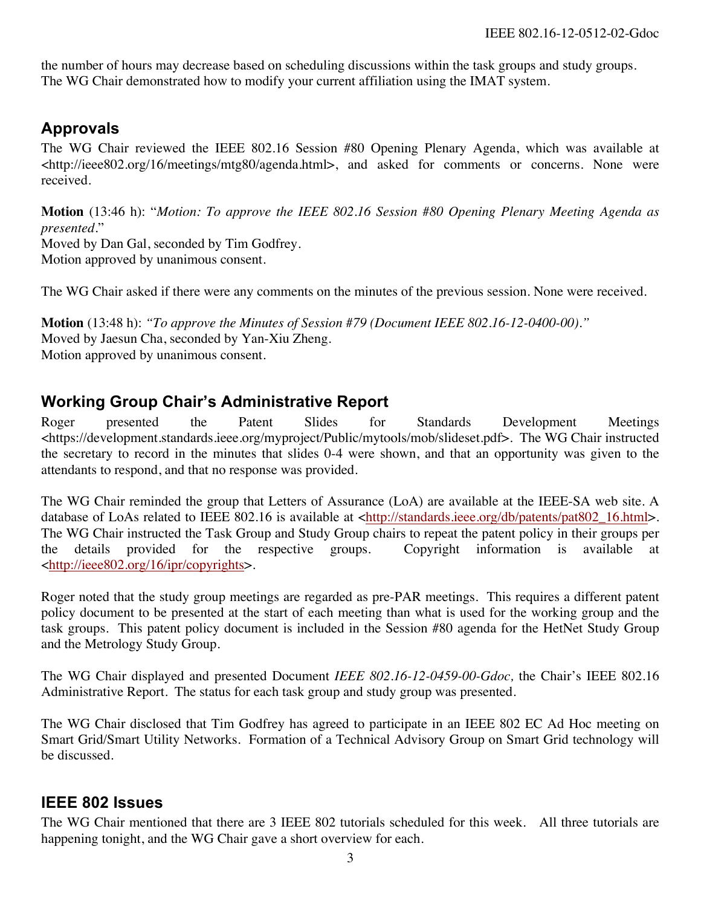the number of hours may decrease based on scheduling discussions within the task groups and study groups. The WG Chair demonstrated how to modify your current affiliation using the IMAT system.

## Approvals

The WG Chair reviewed the IEEE 802.16 Session #80 Opening Plenary Agenda, which was available at <http://ieee802.org/16/meetings/mtg80/agenda.html>, and asked for comments or concerns. None were received.

**Motion** (13:46 h): "*Motion: To approve the IEEE 802.16 Session #80 Opening Plenary Meeting Agenda as presented*."
Moved by Dan Gal, seconded by Tim Godfrey.
Motion approved by unanimous consent.

The WG Chair asked if there were any comments on the minutes of the previous session. None were received.

**Motion** (13:48 h): *"To approve the Minutes of Session #79 (Document IEEE 802.16-12-0400-00)."*
Moved by Jaesun Cha, seconded by Yan-Xiu Zheng.
Motion approved by unanimous consent.

## Working Group Chair's Administrative Report

Roger presented the Patent Slides for Standards Development Meetings <https://development.standards.ieee.org/myproject/Public/mytools/mob/slideset.pdf>. The WG Chair instructed the secretary to record in the minutes that slides 0-4 were shown, and that an opportunity was given to the attendants to respond, and that no response was provided.

The WG Chair reminded the group that Letters of Assurance (LoA) are available at the IEEE-SA web site. A database of LoAs related to IEEE 802.16 is available at <http://standards.ieee.org/db/patents/pat802_16.html>. The WG Chair instructed the Task Group and Study Group chairs to repeat the patent policy in their groups per the details provided for the respective groups. Copyright information is available at <http://ieee802.org/16/ipr/copyrights>.

Roger noted that the study group meetings are regarded as pre-PAR meetings. This requires a different patent policy document to be presented at the start of each meeting than what is used for the working group and the task groups. This patent policy document is included in the Session #80 agenda for the HetNet Study Group and the Metrology Study Group.

The WG Chair displayed and presented Document *IEEE 802.16-12-0459-00-Gdoc,* the Chair's IEEE 802.16 Administrative Report. The status for each task group and study group was presented.

The WG Chair disclosed that Tim Godfrey has agreed to participate in an IEEE 802 EC Ad Hoc meeting on Smart Grid/Smart Utility Networks. Formation of a Technical Advisory Group on Smart Grid technology will be discussed.

## IEEE 802 Issues

The WG Chair mentioned that there are 3 IEEE 802 tutorials scheduled for this week. All three tutorials are happening tonight, and the WG Chair gave a short overview for each.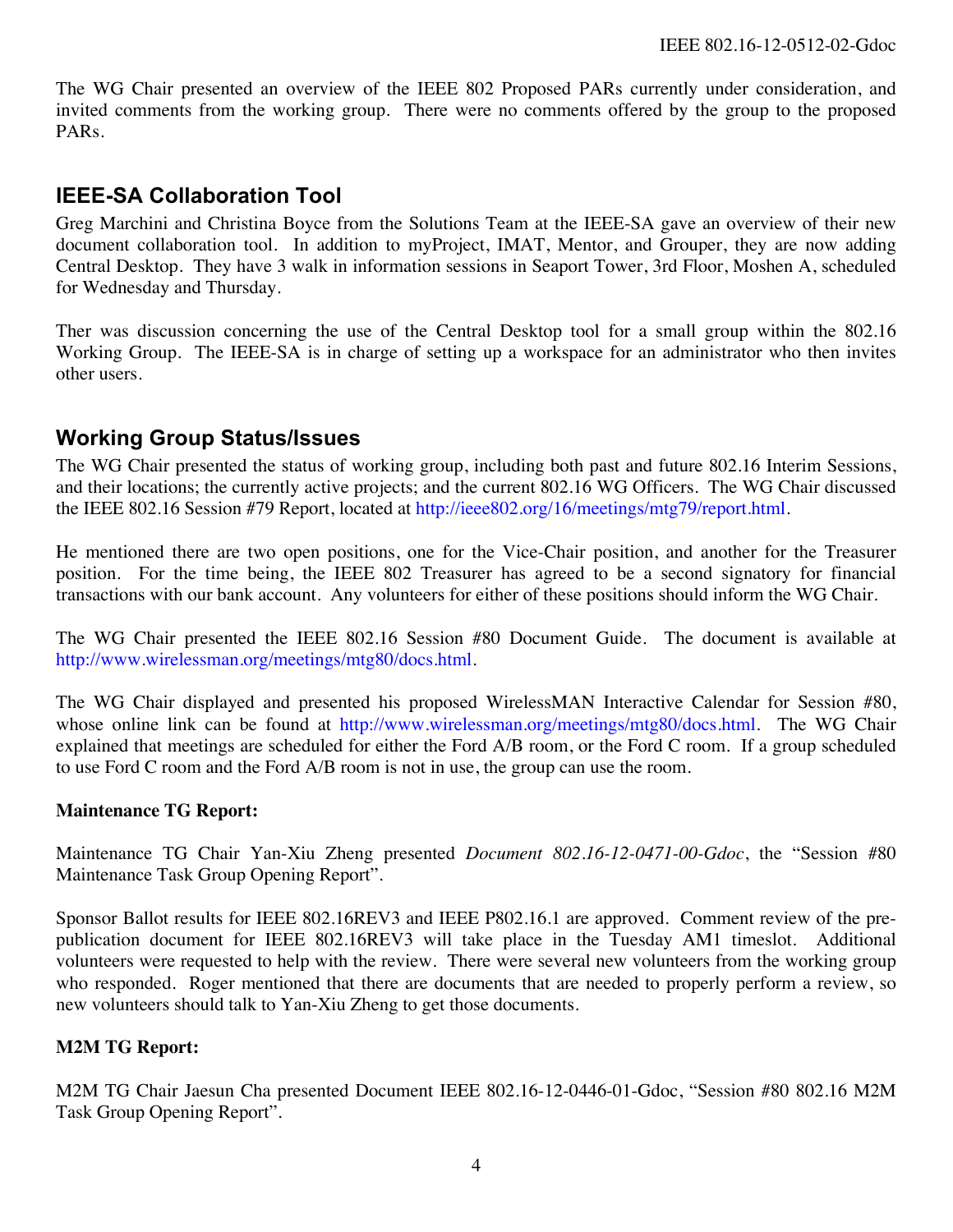The WG Chair presented an overview of the IEEE 802 Proposed PARs currently under consideration, and invited comments from the working group. There were no comments offered by the group to the proposed PARs.

## IEEE-SA Collaboration Tool

Greg Marchini and Christina Boyce from the Solutions Team at the IEEE-SA gave an overview of their new document collaboration tool. In addition to myProject, IMAT, Mentor, and Grouper, they are now adding Central Desktop. They have 3 walk in information sessions in Seaport Tower, 3rd Floor, Moshen A, scheduled for Wednesday and Thursday.

Ther was discussion concerning the use of the Central Desktop tool for a small group within the 802.16 Working Group. The IEEE-SA is in charge of setting up a workspace for an administrator who then invites other users.

## Working Group Status/Issues

The WG Chair presented the status of working group, including both past and future 802.16 Interim Sessions, and their locations; the currently active projects; and the current 802.16 WG Officers. The WG Chair discussed the IEEE 802.16 Session #79 Report, located at http://ieee802.org/16/meetings/mtg79/report.html.

He mentioned there are two open positions, one for the Vice-Chair position, and another for the Treasurer position. For the time being, the IEEE 802 Treasurer has agreed to be a second signatory for financial transactions with our bank account. Any volunteers for either of these positions should inform the WG Chair.

The WG Chair presented the IEEE 802.16 Session #80 Document Guide. The document is available at http://www.wirelessman.org/meetings/mtg80/docs.html.

The WG Chair displayed and presented his proposed WirelessMAN Interactive Calendar for Session #80, whose online link can be found at http://www.wirelessman.org/meetings/mtg80/docs.html. The WG Chair explained that meetings are scheduled for either the Ford A/B room, or the Ford C room. If a group scheduled to use Ford C room and the Ford A/B room is not in use, the group can use the room.

**Maintenance TG Report:**

Maintenance TG Chair Yan-Xiu Zheng presented *Document 802.16-12-0471-00-Gdoc*, the "Session #80 Maintenance Task Group Opening Report".

Sponsor Ballot results for IEEE 802.16REV3 and IEEE P802.16.1 are approved. Comment review of the pre-publication document for IEEE 802.16REV3 will take place in the Tuesday AM1 timeslot. Additional volunteers were requested to help with the review. There were several new volunteers from the working group who responded. Roger mentioned that there are documents that are needed to properly perform a review, so new volunteers should talk to Yan-Xiu Zheng to get those documents.

**M2M TG Report:**

M2M TG Chair Jaesun Cha presented Document IEEE 802.16-12-0446-01-Gdoc, "Session #80 802.16 M2M Task Group Opening Report".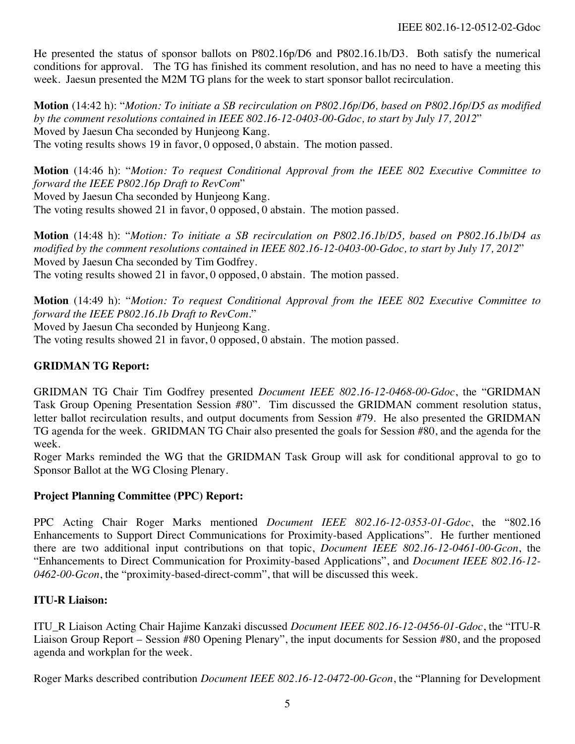He presented the status of sponsor ballots on P802.16p/D6 and P802.16.1b/D3. Both satisfy the numerical conditions for approval. The TG has finished its comment resolution, and has no need to have a meeting this week. Jaesun presented the M2M TG plans for the week to start sponsor ballot recirculation.

**Motion** (14:42 h): "*Motion: To initiate a SB recirculation on P802.16p/D6, based on P802.16p/D5 as modified by the comment resolutions contained in IEEE 802.16-12-0403-00-Gdoc, to start by July 17, 2012*"
Moved by Jaesun Cha seconded by Hunjeong Kang.
The voting results shows 19 in favor, 0 opposed, 0 abstain. The motion passed.

**Motion** (14:46 h): "*Motion: To request Conditional Approval from the IEEE 802 Executive Committee to forward the IEEE P802.16p Draft to RevCom*"
Moved by Jaesun Cha seconded by Hunjeong Kang.
The voting results showed 21 in favor, 0 opposed, 0 abstain. The motion passed.

**Motion** (14:48 h): "*Motion: To initiate a SB recirculation on P802.16.1b/D5, based on P802.16.1b/D4 as modified by the comment resolutions contained in IEEE 802.16-12-0403-00-Gdoc, to start by July 17, 2012*"
Moved by Jaesun Cha seconded by Tim Godfrey.
The voting results showed 21 in favor, 0 opposed, 0 abstain. The motion passed.

**Motion** (14:49 h): "*Motion: To request Conditional Approval from the IEEE 802 Executive Committee to forward the IEEE P802.16.1b Draft to RevCom.*"
Moved by Jaesun Cha seconded by Hunjeong Kang.
The voting results showed 21 in favor, 0 opposed, 0 abstain. The motion passed.

**GRIDMAN TG Report:**

GRIDMAN TG Chair Tim Godfrey presented *Document IEEE 802.16-12-0468-00-Gdoc*, the "GRIDMAN Task Group Opening Presentation Session #80". Tim discussed the GRIDMAN comment resolution status, letter ballot recirculation results, and output documents from Session #79. He also presented the GRIDMAN TG agenda for the week. GRIDMAN TG Chair also presented the goals for Session #80, and the agenda for the week.
Roger Marks reminded the WG that the GRIDMAN Task Group will ask for conditional approval to go to Sponsor Ballot at the WG Closing Plenary.

**Project Planning Committee (PPC) Report:**

PPC Acting Chair Roger Marks mentioned *Document IEEE 802.16-12-0353-01-Gdoc*, the "802.16 Enhancements to Support Direct Communications for Proximity-based Applications". He further mentioned there are two additional input contributions on that topic, *Document IEEE 802.16-12-0461-00-Gcon*, the "Enhancements to Direct Communication for Proximity-based Applications", and *Document IEEE 802.16-12-0462-00-Gcon*, the "proximity-based-direct-comm", that will be discussed this week.

**ITU-R Liaison:**

ITU_R Liaison Acting Chair Hajime Kanzaki discussed *Document IEEE 802.16-12-0456-01-Gdoc*, the "ITU-R Liaison Group Report – Session #80 Opening Plenary", the input documents for Session #80, and the proposed agenda and workplan for the week.

Roger Marks described contribution *Document IEEE 802.16-12-0472-00-Gcon*, the "Planning for Development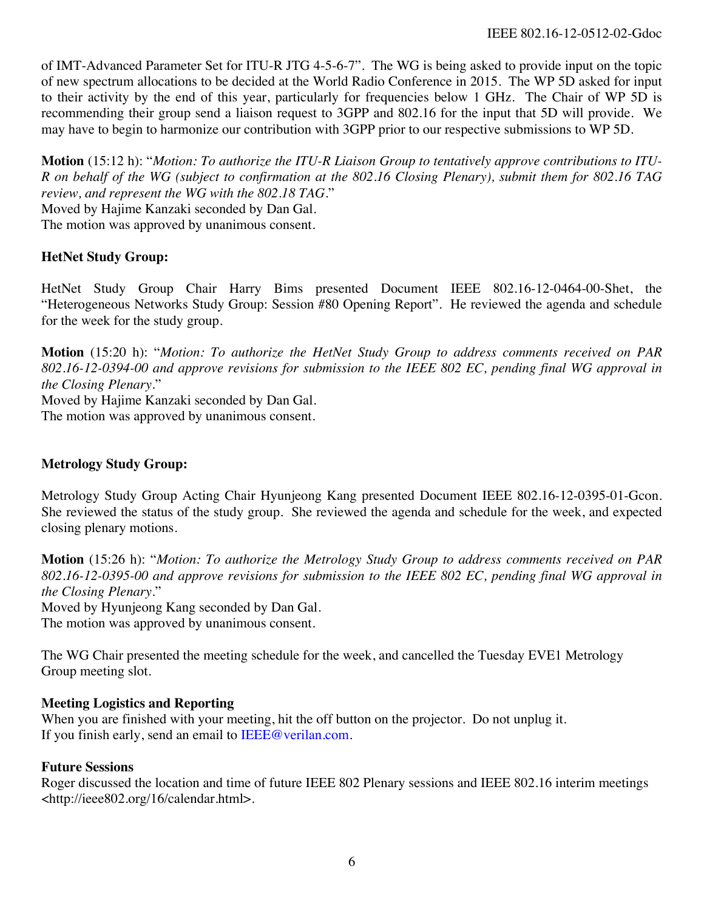of IMT-Advanced Parameter Set for ITU-R JTG 4-5-6-7". The WG is being asked to provide input on the topic of new spectrum allocations to be decided at the World Radio Conference in 2015. The WP 5D asked for input to their activity by the end of this year, particularly for frequencies below 1 GHz. The Chair of WP 5D is recommending their group send a liaison request to 3GPP and 802.16 for the input that 5D will provide. We may have to begin to harmonize our contribution with 3GPP prior to our respective submissions to WP 5D.

**Motion** (15:12 h): "*Motion: To authorize the ITU-R Liaison Group to tentatively approve contributions to ITU-R on behalf of the WG (subject to confirmation at the 802.16 Closing Plenary), submit them for 802.16 TAG review, and represent the WG with the 802.18 TAG*."
Moved by Hajime Kanzaki seconded by Dan Gal.
The motion was approved by unanimous consent.

**HetNet Study Group:**

HetNet Study Group Chair Harry Bims presented Document IEEE 802.16-12-0464-00-Shet, the "Heterogeneous Networks Study Group: Session #80 Opening Report". He reviewed the agenda and schedule for the week for the study group.

**Motion** (15:20 h): "*Motion: To authorize the HetNet Study Group to address comments received on PAR 802.16-12-0394-00 and approve revisions for submission to the IEEE 802 EC, pending final WG approval in the Closing Plenary*."
Moved by Hajime Kanzaki seconded by Dan Gal.
The motion was approved by unanimous consent.

**Metrology Study Group:**

Metrology Study Group Acting Chair Hyunjeong Kang presented Document IEEE 802.16-12-0395-01-Gcon. She reviewed the status of the study group. She reviewed the agenda and schedule for the week, and expected closing plenary motions.

**Motion** (15:26 h): "*Motion: To authorize the Metrology Study Group to address comments received on PAR 802.16-12-0395-00 and approve revisions for submission to the IEEE 802 EC, pending final WG approval in the Closing Plenary*."
Moved by Hyunjeong Kang seconded by Dan Gal.
The motion was approved by unanimous consent.

The WG Chair presented the meeting schedule for the week, and cancelled the Tuesday EVE1 Metrology Group meeting slot.

**Meeting Logistics and Reporting**
When you are finished with your meeting, hit the off button on the projector. Do not unplug it.
If you finish early, send an email to IEEE@verilan.com.

**Future Sessions**
Roger discussed the location and time of future IEEE 802 Plenary sessions and IEEE 802.16 interim meetings <http://ieee802.org/16/calendar.html>.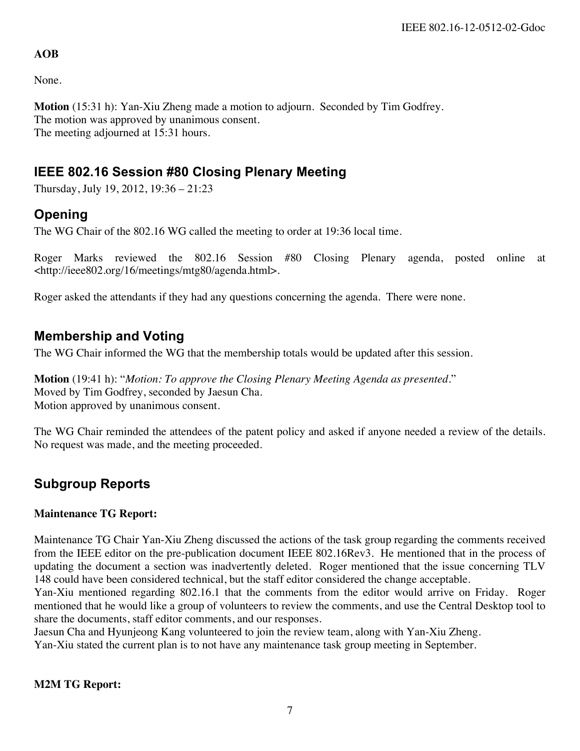**AOB**

None.

**Motion** (15:31 h): Yan-Xiu Zheng made a motion to adjourn. Seconded by Tim Godfrey.
The motion was approved by unanimous consent.
The meeting adjourned at 15:31 hours.

## IEEE 802.16 Session #80 Closing Plenary Meeting

Thursday, July 19, 2012, 19:36 – 21:23

## Opening

The WG Chair of the 802.16 WG called the meeting to order at 19:36 local time.

Roger Marks reviewed the 802.16 Session #80 Closing Plenary agenda, posted online at <http://ieee802.org/16/meetings/mtg80/agenda.html>.

Roger asked the attendants if they had any questions concerning the agenda. There were none.

## Membership and Voting

The WG Chair informed the WG that the membership totals would be updated after this session.

**Motion** (19:41 h): "*Motion: To approve the Closing Plenary Meeting Agenda as presented*."
Moved by Tim Godfrey, seconded by Jaesun Cha.
Motion approved by unanimous consent.

The WG Chair reminded the attendees of the patent policy and asked if anyone needed a review of the details. No request was made, and the meeting proceeded.

## Subgroup Reports

**Maintenance TG Report:**

Maintenance TG Chair Yan-Xiu Zheng discussed the actions of the task group regarding the comments received from the IEEE editor on the pre-publication document IEEE 802.16Rev3. He mentioned that in the process of updating the document a section was inadvertently deleted. Roger mentioned that the issue concerning TLV 148 could have been considered technical, but the staff editor considered the change acceptable.
Yan-Xiu mentioned regarding 802.16.1 that the comments from the editor would arrive on Friday. Roger mentioned that he would like a group of volunteers to review the comments, and use the Central Desktop tool to share the documents, staff editor comments, and our responses.
Jaesun Cha and Hyunjeong Kang volunteered to join the review team, along with Yan-Xiu Zheng.
Yan-Xiu stated the current plan is to not have any maintenance task group meeting in September.

**M2M TG Report:**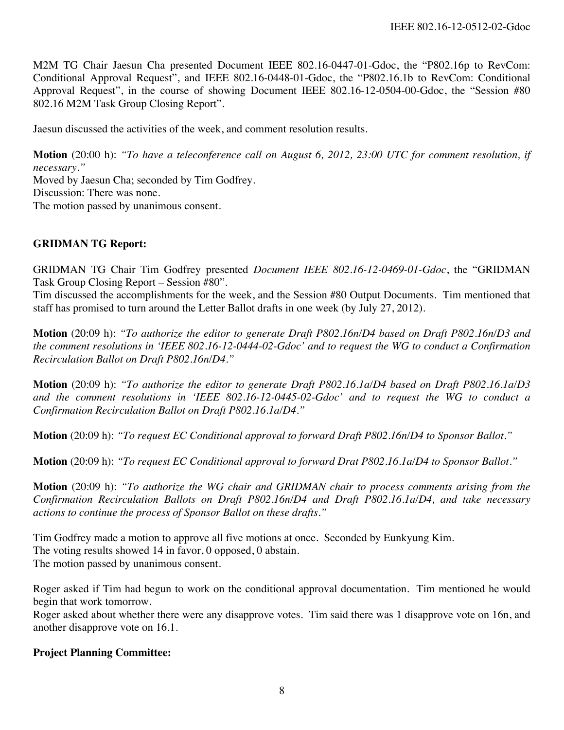M2M TG Chair Jaesun Cha presented Document IEEE 802.16-0447-01-Gdoc, the "P802.16p to RevCom: Conditional Approval Request", and IEEE 802.16-0448-01-Gdoc, the "P802.16.1b to RevCom: Conditional Approval Request", in the course of showing Document IEEE 802.16-12-0504-00-Gdoc, the "Session #80 802.16 M2M Task Group Closing Report".

Jaesun discussed the activities of the week, and comment resolution results.

**Motion** (20:00 h): *"To have a teleconference call on August 6, 2012, 23:00 UTC for comment resolution, if necessary."*
Moved by Jaesun Cha; seconded by Tim Godfrey.
Discussion: There was none.
The motion passed by unanimous consent.

**GRIDMAN TG Report:**

GRIDMAN TG Chair Tim Godfrey presented *Document IEEE 802.16-12-0469-01-Gdoc*, the "GRIDMAN Task Group Closing Report – Session #80".
Tim discussed the accomplishments for the week, and the Session #80 Output Documents. Tim mentioned that staff has promised to turn around the Letter Ballot drafts in one week (by July 27, 2012).

**Motion** (20:09 h): *"To authorize the editor to generate Draft P802.16n/D4 based on Draft P802.16n/D3 and the comment resolutions in 'IEEE 802.16-12-0444-02-Gdoc' and to request the WG to conduct a Confirmation Recirculation Ballot on Draft P802.16n/D4."*

**Motion** (20:09 h): *"To authorize the editor to generate Draft P802.16.1a/D4 based on Draft P802.16.1a/D3 and the comment resolutions in 'IEEE 802.16-12-0445-02-Gdoc' and to request the WG to conduct a Confirmation Recirculation Ballot on Draft P802.16.1a/D4."*

**Motion** (20:09 h): *"To request EC Conditional approval to forward Draft P802.16n/D4 to Sponsor Ballot."*

**Motion** (20:09 h): *"To request EC Conditional approval to forward Drat P802.16.1a/D4 to Sponsor Ballot."*

**Motion** (20:09 h): *"To authorize the WG chair and GRIDMAN chair to process comments arising from the Confirmation Recirculation Ballots on Draft P802.16n/D4 and Draft P802.16.1a/D4, and take necessary actions to continue the process of Sponsor Ballot on these drafts."*

Tim Godfrey made a motion to approve all five motions at once. Seconded by Eunkyung Kim.
The voting results showed 14 in favor, 0 opposed, 0 abstain.
The motion passed by unanimous consent.

Roger asked if Tim had begun to work on the conditional approval documentation. Tim mentioned he would begin that work tomorrow.
Roger asked about whether there were any disapprove votes. Tim said there was 1 disapprove vote on 16n, and another disapprove vote on 16.1.

**Project Planning Committee:**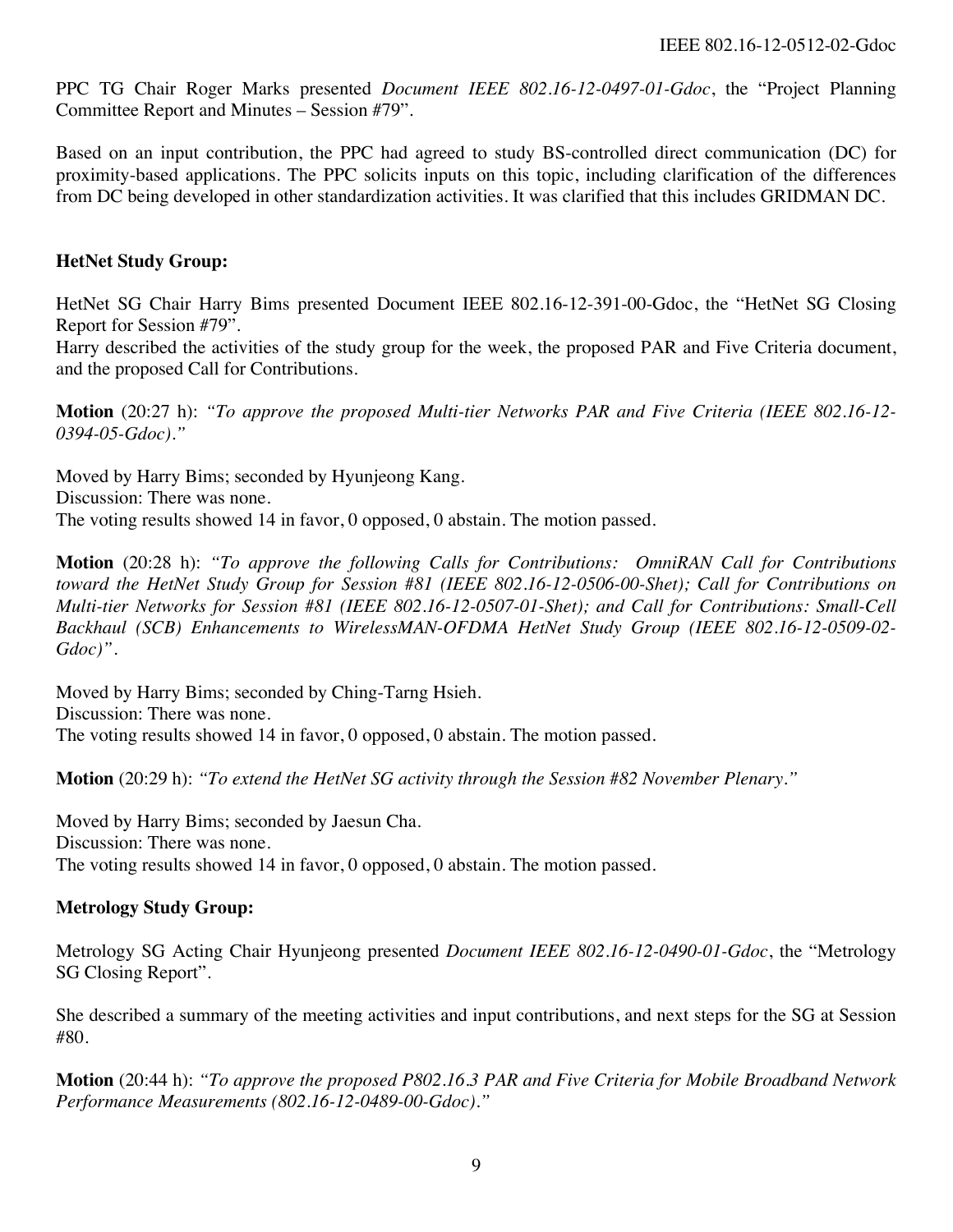PPC TG Chair Roger Marks presented *Document IEEE 802.16-12-0497-01-Gdoc*, the "Project Planning Committee Report and Minutes – Session #79".

Based on an input contribution, the PPC had agreed to study BS-controlled direct communication (DC) for proximity-based applications. The PPC solicits inputs on this topic, including clarification of the differences from DC being developed in other standardization activities. It was clarified that this includes GRIDMAN DC.

**HetNet Study Group:**

HetNet SG Chair Harry Bims presented Document IEEE 802.16-12-391-00-Gdoc, the "HetNet SG Closing Report for Session #79".
Harry described the activities of the study group for the week, the proposed PAR and Five Criteria document, and the proposed Call for Contributions.

**Motion** (20:27 h): *"To approve the proposed Multi-tier Networks PAR and Five Criteria (IEEE 802.16-12-0394-05-Gdoc)."*

Moved by Harry Bims; seconded by Hyunjeong Kang.
Discussion: There was none.
The voting results showed 14 in favor, 0 opposed, 0 abstain. The motion passed.

**Motion** (20:28 h): *"To approve the following Calls for Contributions: OmniRAN Call for Contributions toward the HetNet Study Group for Session #81 (IEEE 802.16-12-0506-00-Shet); Call for Contributions on Multi-tier Networks for Session #81 (IEEE 802.16-12-0507-01-Shet); and Call for Contributions: Small-Cell Backhaul (SCB) Enhancements to WirelessMAN-OFDMA HetNet Study Group (IEEE 802.16-12-0509-02-Gdoc)".*

Moved by Harry Bims; seconded by Ching-Tarng Hsieh.
Discussion: There was none.
The voting results showed 14 in favor, 0 opposed, 0 abstain. The motion passed.

**Motion** (20:29 h): *"To extend the HetNet SG activity through the Session #82 November Plenary."*

Moved by Harry Bims; seconded by Jaesun Cha.
Discussion: There was none.
The voting results showed 14 in favor, 0 opposed, 0 abstain. The motion passed.

**Metrology Study Group:**

Metrology SG Acting Chair Hyunjeong presented *Document IEEE 802.16-12-0490-01-Gdoc*, the "Metrology SG Closing Report".

She described a summary of the meeting activities and input contributions, and next steps for the SG at Session #80.

**Motion** (20:44 h): *"To approve the proposed P802.16.3 PAR and Five Criteria for Mobile Broadband Network Performance Measurements (802.16-12-0489-00-Gdoc)."*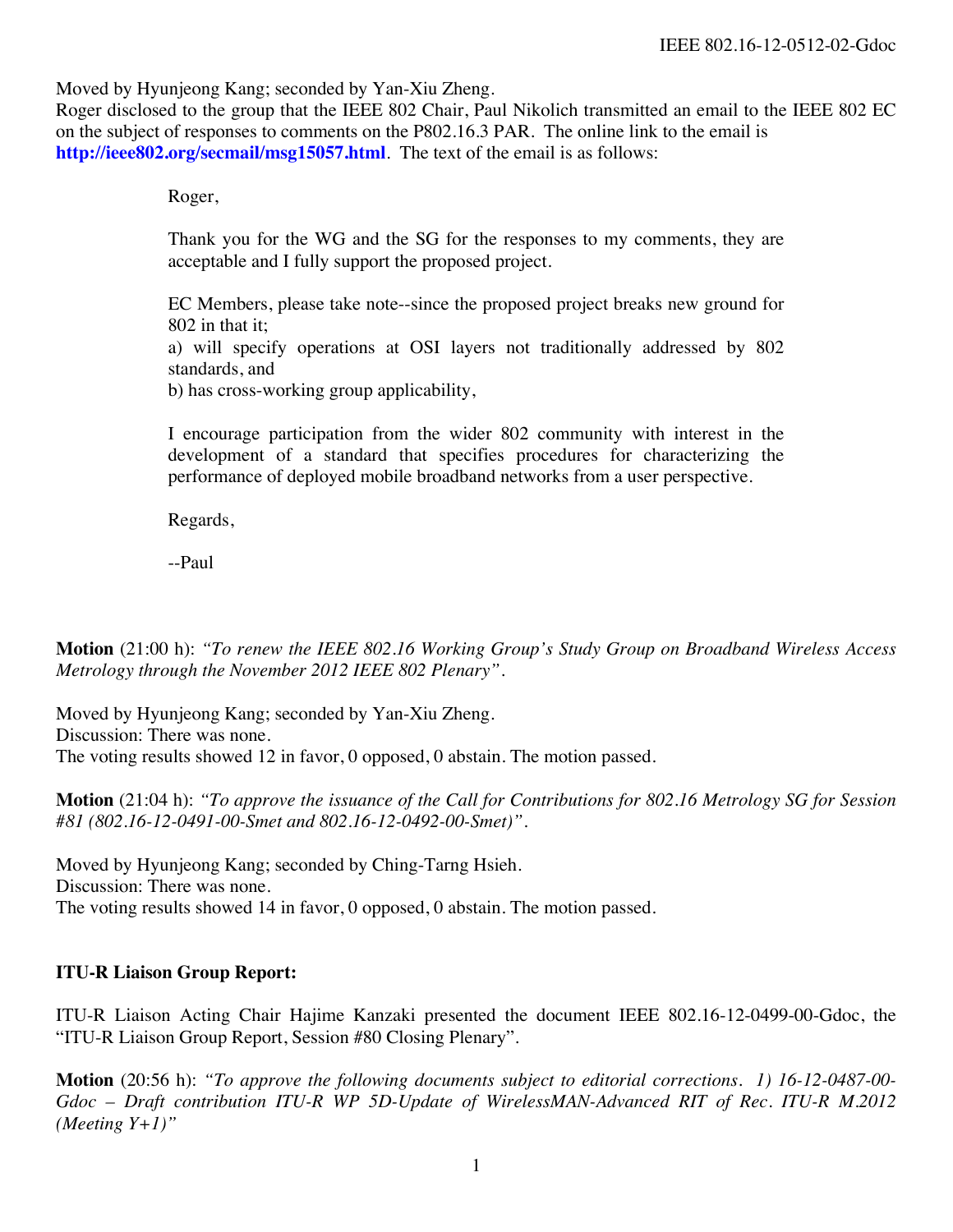Moved by Hyunjeong Kang; seconded by Yan-Xiu Zheng.
Roger disclosed to the group that the IEEE 802 Chair, Paul Nikolich transmitted an email to the IEEE 802 EC on the subject of responses to comments on the P802.16.3 PAR. The online link to the email is **http://ieee802.org/secmail/msg15057.html**. The text of the email is as follows:

> Roger,
>
> Thank you for the WG and the SG for the responses to my comments, they are acceptable and I fully support the proposed project.
>
> EC Members, please take note--since the proposed project breaks new ground for 802 in that it;
> a) will specify operations at OSI layers not traditionally addressed by 802 standards, and
> b) has cross-working group applicability,
>
> I encourage participation from the wider 802 community with interest in the development of a standard that specifies procedures for characterizing the performance of deployed mobile broadband networks from a user perspective.
>
> Regards,
>
> --Paul

**Motion** (21:00 h): *"To renew the IEEE 802.16 Working Group's Study Group on Broadband Wireless Access Metrology through the November 2012 IEEE 802 Plenary"*.

Moved by Hyunjeong Kang; seconded by Yan-Xiu Zheng.
Discussion: There was none.
The voting results showed 12 in favor, 0 opposed, 0 abstain. The motion passed.

**Motion** (21:04 h): *"To approve the issuance of the Call for Contributions for 802.16 Metrology SG for Session #81 (802.16-12-0491-00-Smet and 802.16-12-0492-00-Smet)"*.

Moved by Hyunjeong Kang; seconded by Ching-Tarng Hsieh.
Discussion: There was none.
The voting results showed 14 in favor, 0 opposed, 0 abstain. The motion passed.

**ITU-R Liaison Group Report:**

ITU-R Liaison Acting Chair Hajime Kanzaki presented the document IEEE 802.16-12-0499-00-Gdoc, the "ITU-R Liaison Group Report, Session #80 Closing Plenary".

**Motion** (20:56 h): *"To approve the following documents subject to editorial corrections. 1) 16-12-0487-00-Gdoc – Draft contribution ITU-R WP 5D-Update of WirelessMAN-Advanced RIT of Rec. ITU-R M.2012 (Meeting Y+1)"*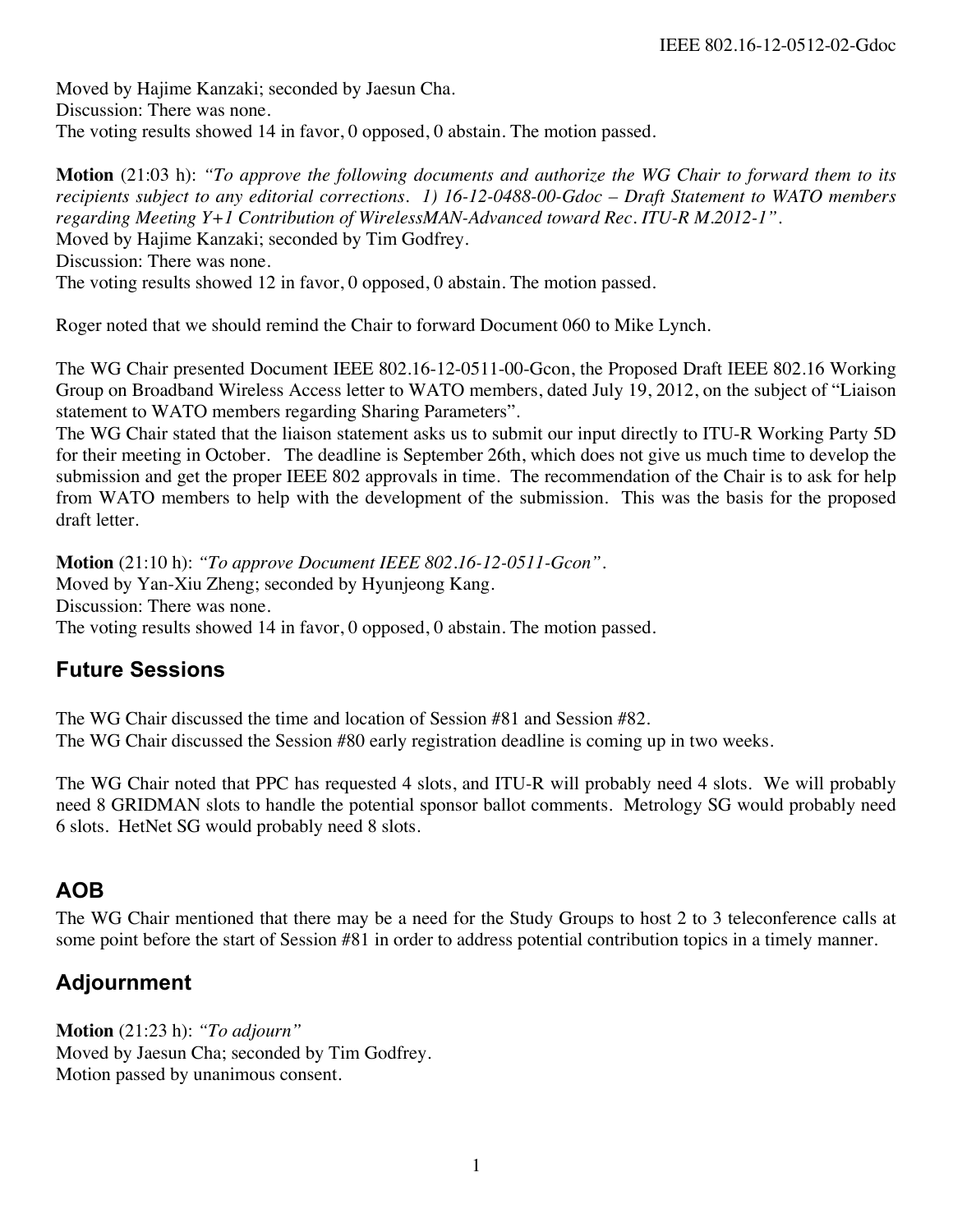Moved by Hajime Kanzaki; seconded by Jaesun Cha.
Discussion: There was none.
The voting results showed 14 in favor, 0 opposed, 0 abstain. The motion passed.

**Motion** (21:03 h): *"To approve the following documents and authorize the WG Chair to forward them to its recipients subject to any editorial corrections. 1) 16-12-0488-00-Gdoc – Draft Statement to WATO members regarding Meeting Y+1 Contribution of WirelessMAN-Advanced toward Rec. ITU-R M.2012-1".*
Moved by Hajime Kanzaki; seconded by Tim Godfrey.
Discussion: There was none.
The voting results showed 12 in favor, 0 opposed, 0 abstain. The motion passed.

Roger noted that we should remind the Chair to forward Document 060 to Mike Lynch.

The WG Chair presented Document IEEE 802.16-12-0511-00-Gcon, the Proposed Draft IEEE 802.16 Working Group on Broadband Wireless Access letter to WATO members, dated July 19, 2012, on the subject of "Liaison statement to WATO members regarding Sharing Parameters".
The WG Chair stated that the liaison statement asks us to submit our input directly to ITU-R Working Party 5D for their meeting in October. The deadline is September 26th, which does not give us much time to develop the submission and get the proper IEEE 802 approvals in time. The recommendation of the Chair is to ask for help from WATO members to help with the development of the submission. This was the basis for the proposed draft letter.

**Motion** (21:10 h): *"To approve Document IEEE 802.16-12-0511-Gcon".*
Moved by Yan-Xiu Zheng; seconded by Hyunjeong Kang.
Discussion: There was none.
The voting results showed 14 in favor, 0 opposed, 0 abstain. The motion passed.

## Future Sessions

The WG Chair discussed the time and location of Session #81 and Session #82.
The WG Chair discussed the Session #80 early registration deadline is coming up in two weeks.

The WG Chair noted that PPC has requested 4 slots, and ITU-R will probably need 4 slots. We will probably need 8 GRIDMAN slots to handle the potential sponsor ballot comments. Metrology SG would probably need 6 slots. HetNet SG would probably need 8 slots.

## AOB

The WG Chair mentioned that there may be a need for the Study Groups to host 2 to 3 teleconference calls at some point before the start of Session #81 in order to address potential contribution topics in a timely manner.

## Adjournment

**Motion** (21:23 h): *"To adjourn"*
Moved by Jaesun Cha; seconded by Tim Godfrey.
Motion passed by unanimous consent.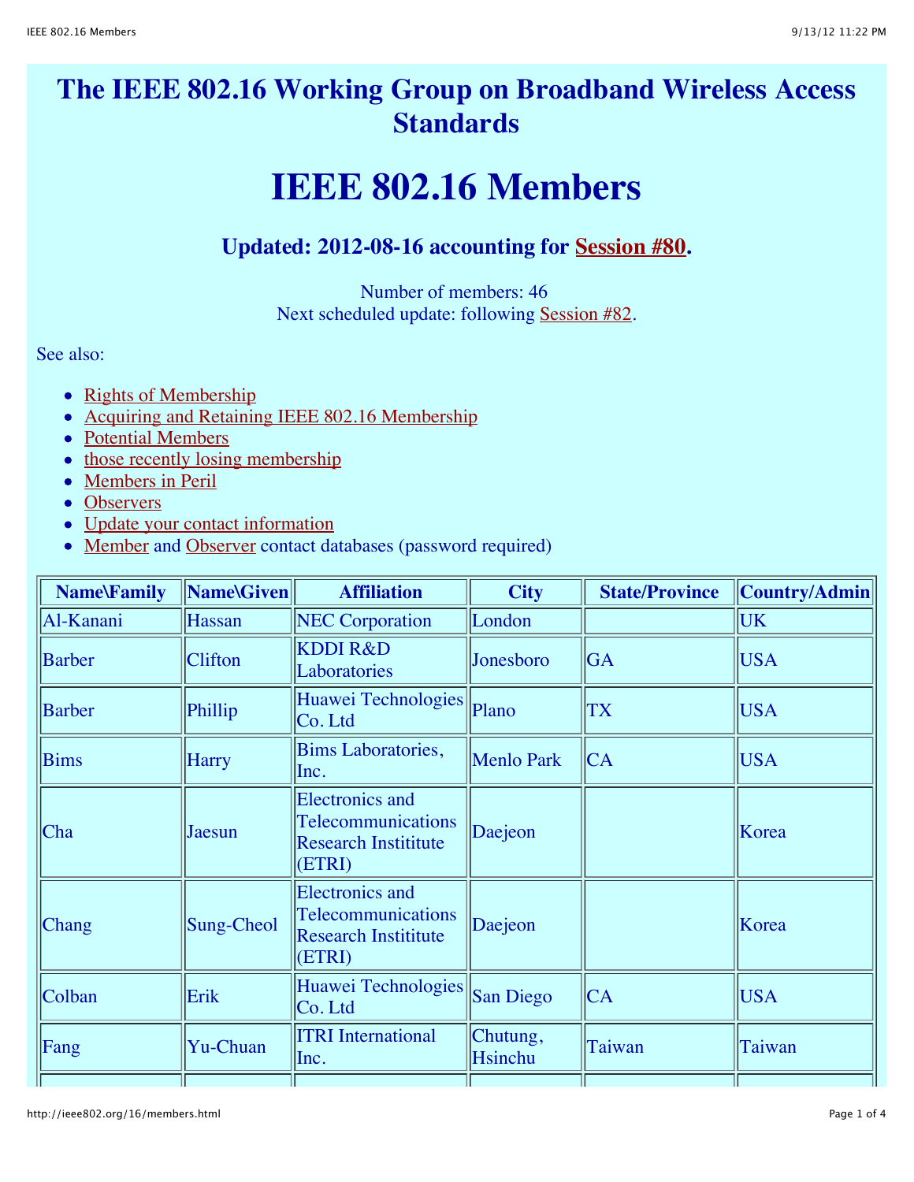# The IEEE 802.16 Working Group on Broadband Wireless Access Standards

# IEEE 802.16 Members

### Updated: 2012-08-16 accounting for Session #80.

Number of members: 46
Next scheduled update: following Session #82.

See also:

- Rights of Membership
- Acquiring and Retaining IEEE 802.16 Membership
- Potential Members
- those recently losing membership
- Members in Peril
- Observers
- Update your contact information
- Member and Observer contact databases (password required)

| Name\Family | Name\Given | Affiliation | City | State/Province | Country/Admin |
|---|---|---|---|---|---|
| Al-Kanani | Hassan | NEC Corporation | London | | UK |
| Barber | Clifton | KDDI R&D Laboratories | Jonesboro | GA | USA |
| Barber | Phillip | Huawei Technologies Co. Ltd | Plano | TX | USA |
| Bims | Harry | Bims Laboratories, Inc. | Menlo Park | CA | USA |
| Cha | Jaesun | Electronics and Telecommunications Research Instititute (ETRI) | Daejeon | | Korea |
| Chang | Sung-Cheol | Electronics and Telecommunications Research Instititute (ETRI) | Daejeon | | Korea |
| Colban | Erik | Huawei Technologies Co. Ltd | San Diego | CA | USA |
| Fang | Yu-Chuan | ITRI International Inc. | Chutung, Hsinchu | Taiwan | Taiwan |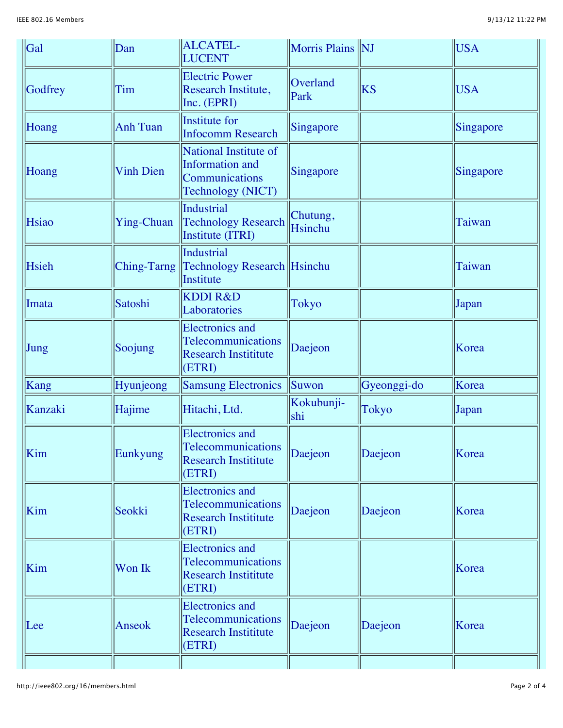| | | | | | |
|---|---|---|---|---|---|
| Gal | Dan | ALCATEL-LUCENT | Morris Plains | NJ | USA |
| Godfrey | Tim | Electric Power Research Institute, Inc. (EPRI) | Overland Park | KS | USA |
| Hoang | Anh Tuan | Institute for Infocomm Research | Singapore | | Singapore |
| Hoang | Vinh Dien | National Institute of Information and Communications Technology (NICT) | Singapore | | Singapore |
| Hsiao | Ying-Chuan | Industrial Technology Research Institute (ITRI) | Chutung, Hsinchu | | Taiwan |
| Hsieh | Ching-Tarng | Industrial Technology Research Institute | Hsinchu | | Taiwan |
| Imata | Satoshi | KDDI R&D Laboratories | Tokyo | | Japan |
| Jung | Soojung | Electronics and Telecommunications Research Instititute (ETRI) | Daejeon | | Korea |
| Kang | Hyunjeong | Samsung Electronics | Suwon | Gyeonggi-do | Korea |
| Kanzaki | Hajime | Hitachi, Ltd. | Kokubunji-shi | Tokyo | Japan |
| Kim | Eunkyung | Electronics and Telecommunications Research Instititute (ETRI) | Daejeon | Daejeon | Korea |
| Kim | Seokki | Electronics and Telecommunications Research Instititute (ETRI) | Daejeon | Daejeon | Korea |
| Kim | Won Ik | Electronics and Telecommunications Research Instititute (ETRI) | | | Korea |
| Lee | Anseok | Electronics and Telecommunications Research Instititute (ETRI) | Daejeon | Daejeon | Korea |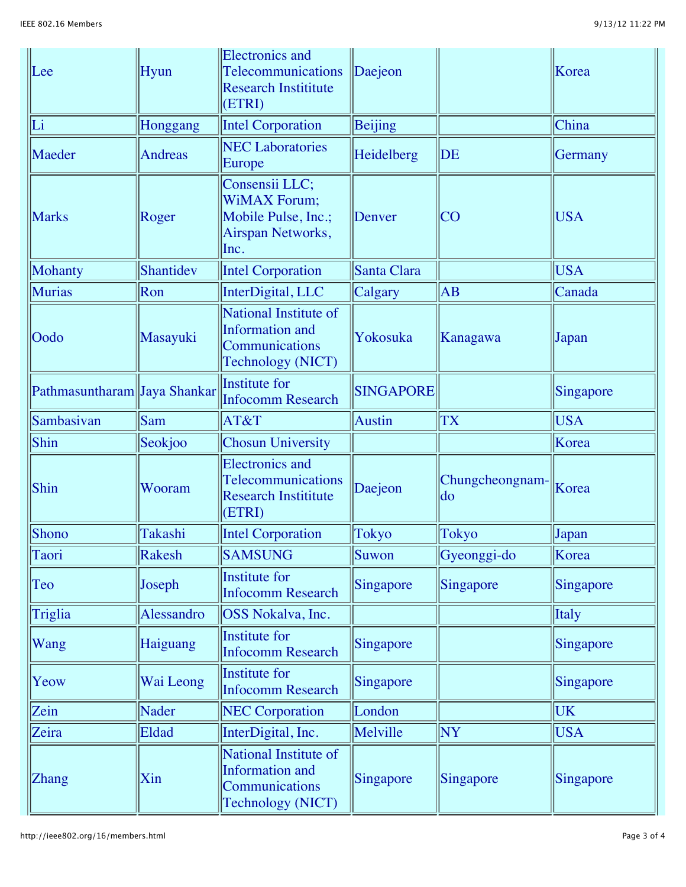| | | | | | |
|---|---|---|---|---|---|
| Lee | Hyun | Electronics and Telecommunications Research Instititute (ETRI) | Daejeon | | Korea |
| Li | Honggang | Intel Corporation | Beijing | | China |
| Maeder | Andreas | NEC Laboratories Europe | Heidelberg | DE | Germany |
| Marks | Roger | Consensii LLC; WiMAX Forum; Mobile Pulse, Inc.; Airspan Networks, Inc. | Denver | CO | USA |
| Mohanty | Shantidev | Intel Corporation | Santa Clara | | USA |
| Murias | Ron | InterDigital, LLC | Calgary | AB | Canada |
| Oodo | Masayuki | National Institute of Information and Communications Technology (NICT) | Yokosuka | Kanagawa | Japan |
| Pathmasuntharam | Jaya Shankar | Institute for Infocomm Research | SINGAPORE | | Singapore |
| Sambasivan | Sam | AT&T | Austin | TX | USA |
| Shin | Seokjoo | Chosun University | | | Korea |
| Shin | Wooram | Electronics and Telecommunications Research Instititute (ETRI) | Daejeon | Chungcheongnam-do | Korea |
| Shono | Takashi | Intel Corporation | Tokyo | Tokyo | Japan |
| Taori | Rakesh | SAMSUNG | Suwon | Gyeonggi-do | Korea |
| Teo | Joseph | Institute for Infocomm Research | Singapore | Singapore | Singapore |
| Triglia | Alessandro | OSS Nokalva, Inc. | | | Italy |
| Wang | Haiguang | Institute for Infocomm Research | Singapore | | Singapore |
| Yeow | Wai Leong | Institute for Infocomm Research | Singapore | | Singapore |
| Zein | Nader | NEC Corporation | London | | UK |
| Zeira | Eldad | InterDigital, Inc. | Melville | NY | USA |
| Zhang | Xin | National Institute of Information and Communications Technology (NICT) | Singapore | Singapore | Singapore |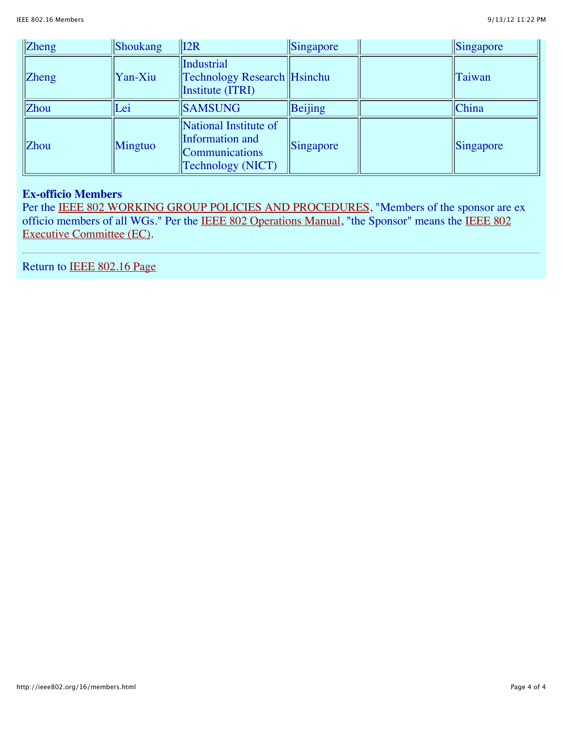| | | | | | |
|---|---|---|---|---|---|
| Zheng | Shoukang | I2R | Singapore | | Singapore |
| Zheng | Yan-Xiu | Industrial Technology Research Institute (ITRI) | Hsinchu | | Taiwan |
| Zhou | Lei | SAMSUNG | Beijing | | China |
| Zhou | Mingtuo | National Institute of Information and Communications Technology (NICT) | Singapore | | Singapore |

**Ex-officio Members**
Per the IEEE 802 WORKING GROUP POLICIES AND PROCEDURES, "Members of the sponsor are ex officio members of all WGs." Per the IEEE 802 Operations Manual, "the Sponsor" means the IEEE 802 Executive Committee (EC).

---

Return to IEEE 802.16 Page